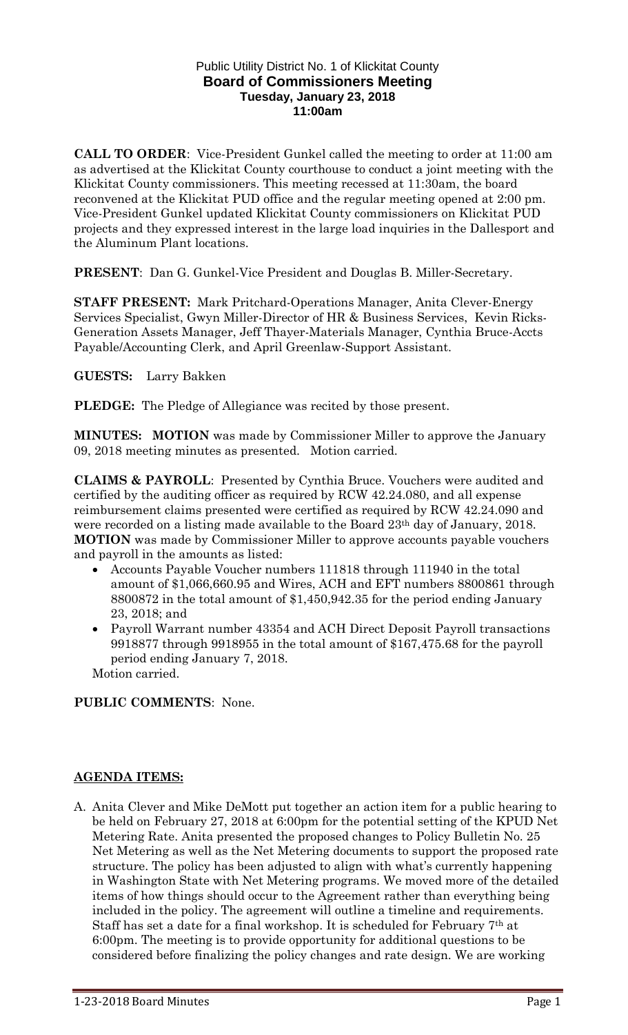Public Utility District No. 1 of Klickitat County

# Board of Commissioners Meeting

**Tuesday, January 23, 2018**

**11:00am**

**CALL TO ORDER**: Vice-President Gunkel called the meeting to order at 11:00 am as advertised at the Klickitat County courthouse to conduct a joint meeting with the Klickitat County commissioners. This meeting recessed at 11:30am, the board reconvened at the Klickitat PUD office and the regular meeting opened at 2:00 pm. Vice-President Gunkel updated Klickitat County commissioners on Klickitat PUD projects and they expressed interest in the large load inquiries in the Dallesport and the Aluminum Plant locations.

**PRESENT**: Dan G. Gunkel-Vice President and Douglas B. Miller-Secretary.

**STAFF PRESENT:** Mark Pritchard-Operations Manager, Anita Clever-Energy Services Specialist, Gwyn Miller-Director of HR & Business Services, Kevin Ricks-Generation Assets Manager, Jeff Thayer-Materials Manager, Cynthia Bruce-Accts Payable/Accounting Clerk, and April Greenlaw-Support Assistant.

**GUESTS:** Larry Bakken

**PLEDGE:** The Pledge of Allegiance was recited by those present.

**MINUTES: MOTION** was made by Commissioner Miller to approve the January 09, 2018 meeting minutes as presented. Motion carried.

**CLAIMS & PAYROLL**: Presented by Cynthia Bruce. Vouchers were audited and certified by the auditing officer as required by RCW 42.24.080, and all expense reimbursement claims presented were certified as required by RCW 42.24.090 and were recorded on a listing made available to the Board 23th day of January, 2018. **MOTION** was made by Commissioner Miller to approve accounts payable vouchers and payroll in the amounts as listed:

- Accounts Payable Voucher numbers 111818 through 111940 in the total amount of $1,066,660.95 and Wires, ACH and EFT numbers 8800861 through 8800872 in the total amount of $1,450,942.35 for the period ending January 23, 2018; and
- Payroll Warrant number 43354 and ACH Direct Deposit Payroll transactions 9918877 through 9918955 in the total amount of $167,475.68 for the payroll period ending January 7, 2018.

Motion carried.

**PUBLIC COMMENTS**: None.

## AGENDA ITEMS:

A. Anita Clever and Mike DeMott put together an action item for a public hearing to be held on February 27, 2018 at 6:00pm for the potential setting of the KPUD Net Metering Rate. Anita presented the proposed changes to Policy Bulletin No. 25 Net Metering as well as the Net Metering documents to support the proposed rate structure. The policy has been adjusted to align with what's currently happening in Washington State with Net Metering programs. We moved more of the detailed items of how things should occur to the Agreement rather than everything being included in the policy. The agreement will outline a timeline and requirements. Staff has set a date for a final workshop. It is scheduled for February 7th at 6:00pm. The meeting is to provide opportunity for additional questions to be considered before finalizing the policy changes and rate design. We are working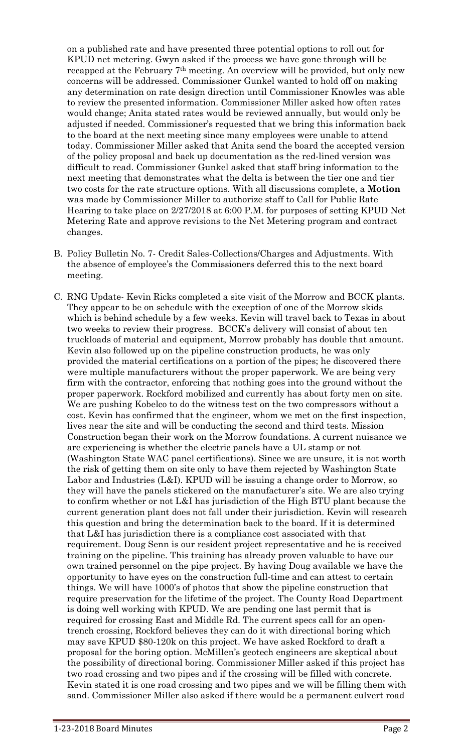on a published rate and have presented three potential options to roll out for KPUD net metering. Gwyn asked if the process we have gone through will be recapped at the February 7th meeting. An overview will be provided, but only new concerns will be addressed. Commissioner Gunkel wanted to hold off on making any determination on rate design direction until Commissioner Knowles was able to review the presented information. Commissioner Miller asked how often rates would change; Anita stated rates would be reviewed annually, but would only be adjusted if needed. Commissioner's requested that we bring this information back to the board at the next meeting since many employees were unable to attend today. Commissioner Miller asked that Anita send the board the accepted version of the policy proposal and back up documentation as the red-lined version was difficult to read. Commissioner Gunkel asked that staff bring information to the next meeting that demonstrates what the delta is between the tier one and tier two costs for the rate structure options. With all discussions complete, a **Motion** was made by Commissioner Miller to authorize staff to Call for Public Rate Hearing to take place on 2/27/2018 at 6:00 P.M. for purposes of setting KPUD Net Metering Rate and approve revisions to the Net Metering program and contract changes.

B. Policy Bulletin No. 7- Credit Sales-Collections/Charges and Adjustments. With the absence of employee's the Commissioners deferred this to the next board meeting.

C. RNG Update- Kevin Ricks completed a site visit of the Morrow and BCCK plants. They appear to be on schedule with the exception of one of the Morrow skids which is behind schedule by a few weeks. Kevin will travel back to Texas in about two weeks to review their progress. BCCK's delivery will consist of about ten truckloads of material and equipment, Morrow probably has double that amount. Kevin also followed up on the pipeline construction products, he was only provided the material certifications on a portion of the pipes; he discovered there were multiple manufacturers without the proper paperwork. We are being very firm with the contractor, enforcing that nothing goes into the ground without the proper paperwork. Rockford mobilized and currently has about forty men on site. We are pushing Kobelco to do the witness test on the two compressors without a cost. Kevin has confirmed that the engineer, whom we met on the first inspection, lives near the site and will be conducting the second and third tests. Mission Construction began their work on the Morrow foundations. A current nuisance we are experiencing is whether the electric panels have a UL stamp or not (Washington State WAC panel certifications). Since we are unsure, it is not worth the risk of getting them on site only to have them rejected by Washington State Labor and Industries (L&I). KPUD will be issuing a change order to Morrow, so they will have the panels stickered on the manufacturer's site. We are also trying to confirm whether or not L&I has jurisdiction of the High BTU plant because the current generation plant does not fall under their jurisdiction. Kevin will research this question and bring the determination back to the board. If it is determined that L&I has jurisdiction there is a compliance cost associated with that requirement. Doug Senn is our resident project representative and he is received training on the pipeline. This training has already proven valuable to have our own trained personnel on the pipe project. By having Doug available we have the opportunity to have eyes on the construction full-time and can attest to certain things. We will have 1000's of photos that show the pipeline construction that require preservation for the lifetime of the project. The County Road Department is doing well working with KPUD. We are pending one last permit that is required for crossing East and Middle Rd. The current specs call for an open-trench crossing, Rockford believes they can do it with directional boring which may save KPUD $80-120k on this project. We have asked Rockford to draft a proposal for the boring option. McMillen's geotech engineers are skeptical about the possibility of directional boring. Commissioner Miller asked if this project has two road crossing and two pipes and if the crossing will be filled with concrete. Kevin stated it is one road crossing and two pipes and we will be filling them with sand. Commissioner Miller also asked if there would be a permanent culvert road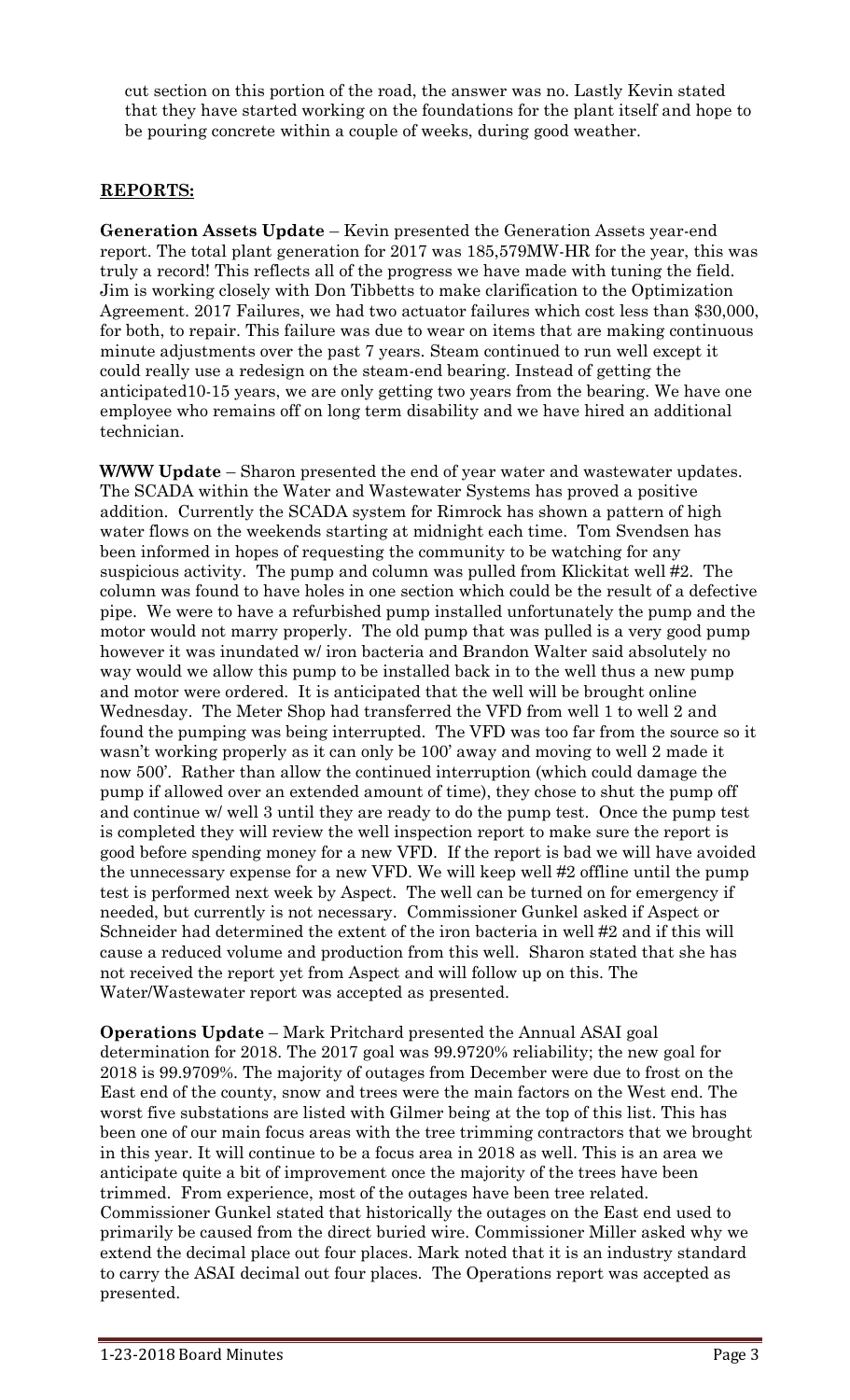cut section on this portion of the road, the answer was no. Lastly Kevin stated that they have started working on the foundations for the plant itself and hope to be pouring concrete within a couple of weeks, during good weather.

## REPORTS:

**Generation Assets Update** – Kevin presented the Generation Assets year-end report. The total plant generation for 2017 was 185,579MW-HR for the year, this was truly a record! This reflects all of the progress we have made with tuning the field. Jim is working closely with Don Tibbetts to make clarification to the Optimization Agreement. 2017 Failures, we had two actuator failures which cost less than $30,000, for both, to repair. This failure was due to wear on items that are making continuous minute adjustments over the past 7 years. Steam continued to run well except it could really use a redesign on the steam-end bearing. Instead of getting the anticipated10-15 years, we are only getting two years from the bearing. We have one employee who remains off on long term disability and we have hired an additional technician.

**W/WW Update** – Sharon presented the end of year water and wastewater updates. The SCADA within the Water and Wastewater Systems has proved a positive addition. Currently the SCADA system for Rimrock has shown a pattern of high water flows on the weekends starting at midnight each time. Tom Svendsen has been informed in hopes of requesting the community to be watching for any suspicious activity. The pump and column was pulled from Klickitat well #2. The column was found to have holes in one section which could be the result of a defective pipe. We were to have a refurbished pump installed unfortunately the pump and the motor would not marry properly. The old pump that was pulled is a very good pump however it was inundated w/ iron bacteria and Brandon Walter said absolutely no way would we allow this pump to be installed back in to the well thus a new pump and motor were ordered. It is anticipated that the well will be brought online Wednesday. The Meter Shop had transferred the VFD from well 1 to well 2 and found the pumping was being interrupted. The VFD was too far from the source so it wasn't working properly as it can only be 100' away and moving to well 2 made it now 500'. Rather than allow the continued interruption (which could damage the pump if allowed over an extended amount of time), they chose to shut the pump off and continue w/ well 3 until they are ready to do the pump test. Once the pump test is completed they will review the well inspection report to make sure the report is good before spending money for a new VFD. If the report is bad we will have avoided the unnecessary expense for a new VFD. We will keep well #2 offline until the pump test is performed next week by Aspect. The well can be turned on for emergency if needed, but currently is not necessary. Commissioner Gunkel asked if Aspect or Schneider had determined the extent of the iron bacteria in well #2 and if this will cause a reduced volume and production from this well. Sharon stated that she has not received the report yet from Aspect and will follow up on this. The Water/Wastewater report was accepted as presented.

**Operations Update** – Mark Pritchard presented the Annual ASAI goal determination for 2018. The 2017 goal was 99.9720% reliability; the new goal for 2018 is 99.9709%. The majority of outages from December were due to frost on the East end of the county, snow and trees were the main factors on the West end. The worst five substations are listed with Gilmer being at the top of this list. This has been one of our main focus areas with the tree trimming contractors that we brought in this year. It will continue to be a focus area in 2018 as well. This is an area we anticipate quite a bit of improvement once the majority of the trees have been trimmed. From experience, most of the outages have been tree related. Commissioner Gunkel stated that historically the outages on the East end used to primarily be caused from the direct buried wire. Commissioner Miller asked why we extend the decimal place out four places. Mark noted that it is an industry standard to carry the ASAI decimal out four places. The Operations report was accepted as presented.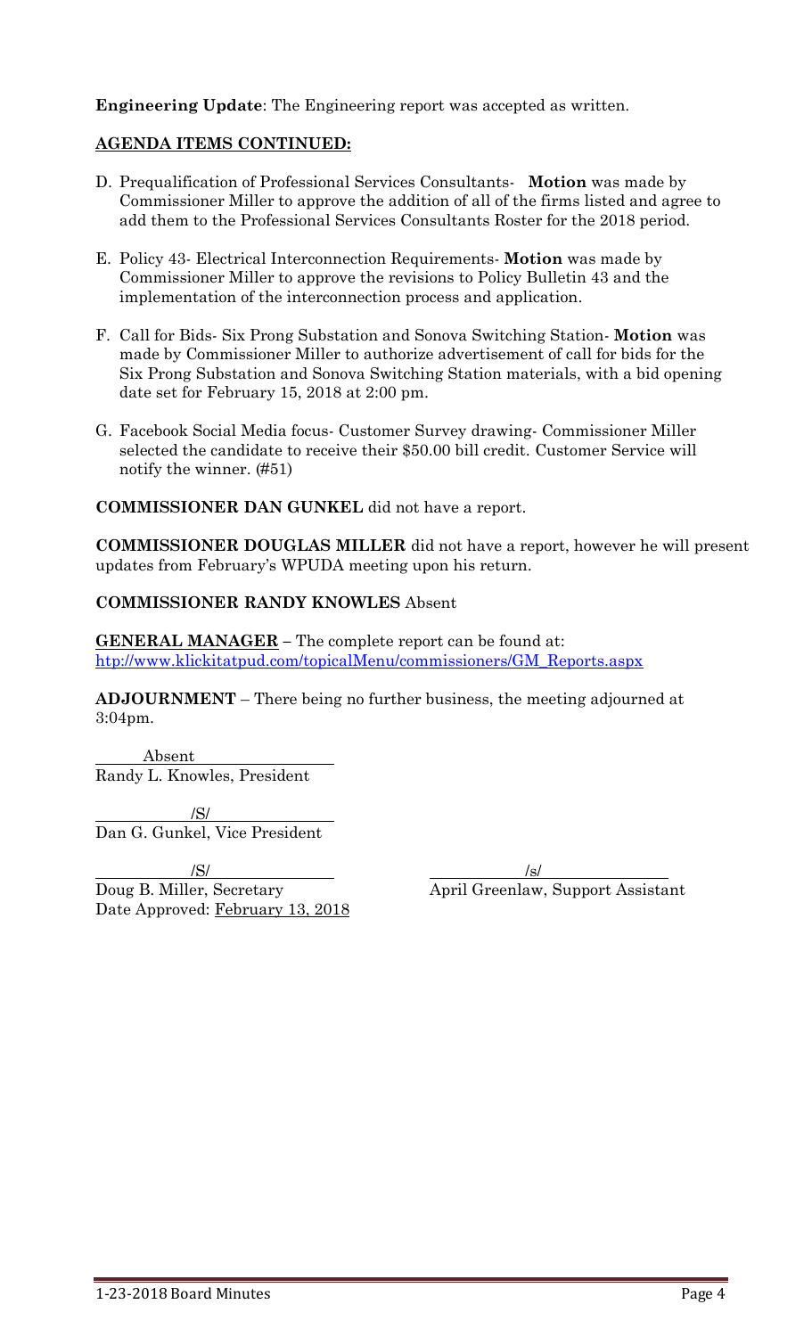**Engineering Update**: The Engineering report was accepted as written.

**AGENDA ITEMS CONTINUED:**

D. Prequalification of Professional Services Consultants- **Motion** was made by Commissioner Miller to approve the addition of all of the firms listed and agree to add them to the Professional Services Consultants Roster for the 2018 period.

E. Policy 43- Electrical Interconnection Requirements- **Motion** was made by Commissioner Miller to approve the revisions to Policy Bulletin 43 and the implementation of the interconnection process and application.

F. Call for Bids- Six Prong Substation and Sonova Switching Station- **Motion** was made by Commissioner Miller to authorize advertisement of call for bids for the Six Prong Substation and Sonova Switching Station materials, with a bid opening date set for February 15, 2018 at 2:00 pm.

G. Facebook Social Media focus- Customer Survey drawing- Commissioner Miller selected the candidate to receive their $50.00 bill credit. Customer Service will notify the winner. (#51)

**COMMISSIONER DAN GUNKEL** did not have a report.

**COMMISSIONER DOUGLAS MILLER** did not have a report, however he will present updates from February's WPUDA meeting upon his return.

**COMMISSIONER RANDY KNOWLES** Absent

**GENERAL MANAGER** – The complete report can be found at: htp://www.klickitatpud.com/topicalMenu/commissioners/GM_Reports.aspx

**ADJOURNMENT** – There being no further business, the meeting adjourned at 3:04pm.

Absent
Randy L. Knowles, President

/S/
Dan G. Gunkel, Vice President

/S/
Doug B. Miller, Secretary
Date Approved: February 13, 2018

/s/
April Greenlaw, Support Assistant